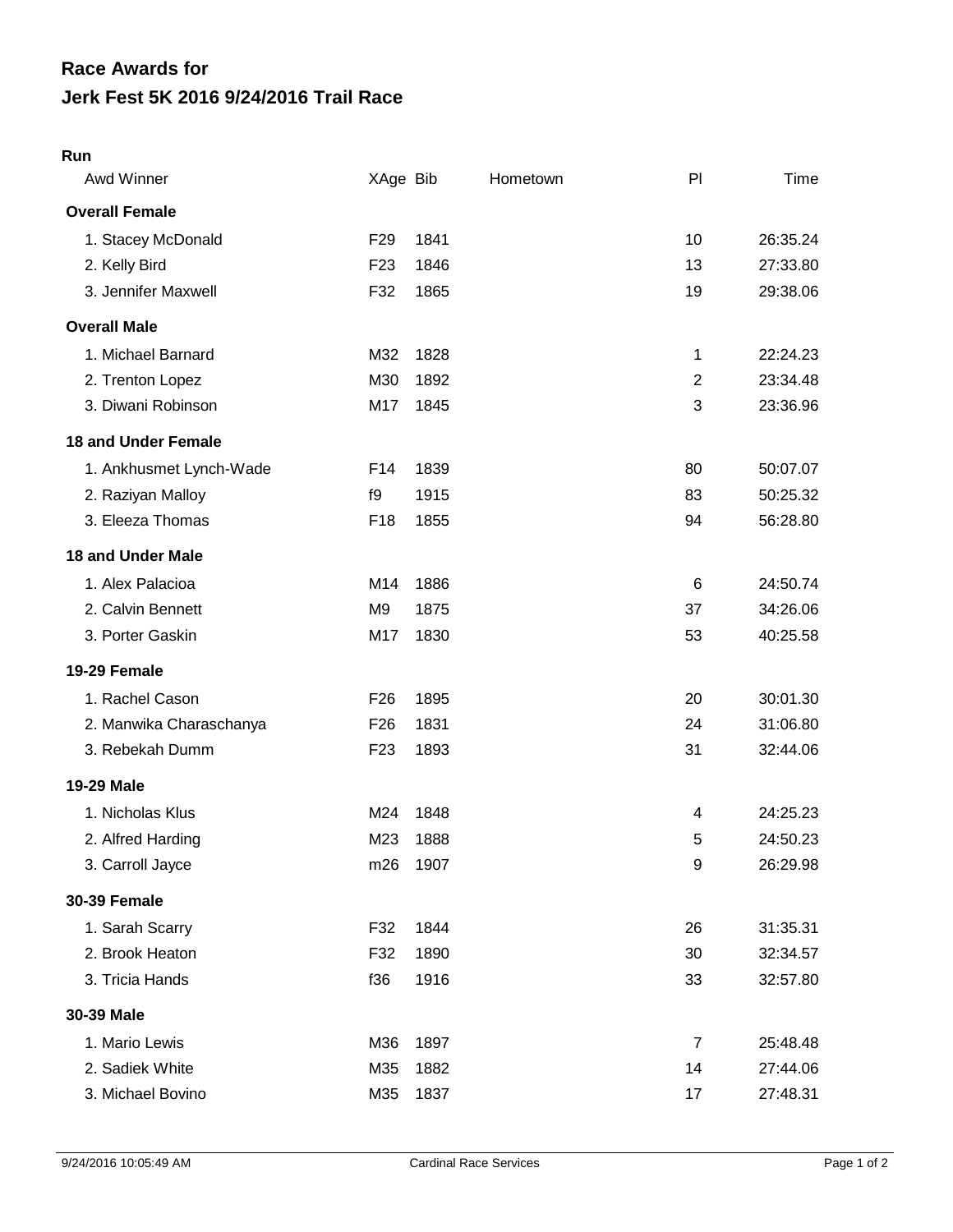# Race Awards for
# Jerk Fest 5K 2016 9/24/2016 Trail Race

## Run

| Awd Winner | XAge | Bib | Hometown | Pl | Time |
|---|---|---|---|---|---|
| **Overall Female** | | | | | |
| 1. Stacey McDonald | F29 | 1841 | | 10 | 26:35.24 |
| 2. Kelly Bird | F23 | 1846 | | 13 | 27:33.80 |
| 3. Jennifer Maxwell | F32 | 1865 | | 19 | 29:38.06 |
| **Overall Male** | | | | | |
| 1. Michael Barnard | M32 | 1828 | | 1 | 22:24.23 |
| 2. Trenton Lopez | M30 | 1892 | | 2 | 23:34.48 |
| 3. Diwani Robinson | M17 | 1845 | | 3 | 23:36.96 |
| **18 and Under Female** | | | | | |
| 1. Ankhusmet Lynch-Wade | F14 | 1839 | | 80 | 50:07.07 |
| 2. Raziyan Malloy | f9 | 1915 | | 83 | 50:25.32 |
| 3. Eleeza Thomas | F18 | 1855 | | 94 | 56:28.80 |
| **18 and Under Male** | | | | | |
| 1. Alex Palacioa | M14 | 1886 | | 6 | 24:50.74 |
| 2. Calvin Bennett | M9 | 1875 | | 37 | 34:26.06 |
| 3. Porter Gaskin | M17 | 1830 | | 53 | 40:25.58 |
| **19-29 Female** | | | | | |
| 1. Rachel Cason | F26 | 1895 | | 20 | 30:01.30 |
| 2. Manwika Charaschanya | F26 | 1831 | | 24 | 31:06.80 |
| 3. Rebekah Dumm | F23 | 1893 | | 31 | 32:44.06 |
| **19-29 Male** | | | | | |
| 1. Nicholas Klus | M24 | 1848 | | 4 | 24:25.23 |
| 2. Alfred Harding | M23 | 1888 | | 5 | 24:50.23 |
| 3. Carroll Jayce | m26 | 1907 | | 9 | 26:29.98 |
| **30-39 Female** | | | | | |
| 1. Sarah Scarry | F32 | 1844 | | 26 | 31:35.31 |
| 2. Brook Heaton | F32 | 1890 | | 30 | 32:34.57 |
| 3. Tricia Hands | f36 | 1916 | | 33 | 32:57.80 |
| **30-39 Male** | | | | | |
| 1. Mario Lewis | M36 | 1897 | | 7 | 25:48.48 |
| 2. Sadiek White | M35 | 1882 | | 14 | 27:44.06 |
| 3. Michael Bovino | M35 | 1837 | | 17 | 27:48.31 |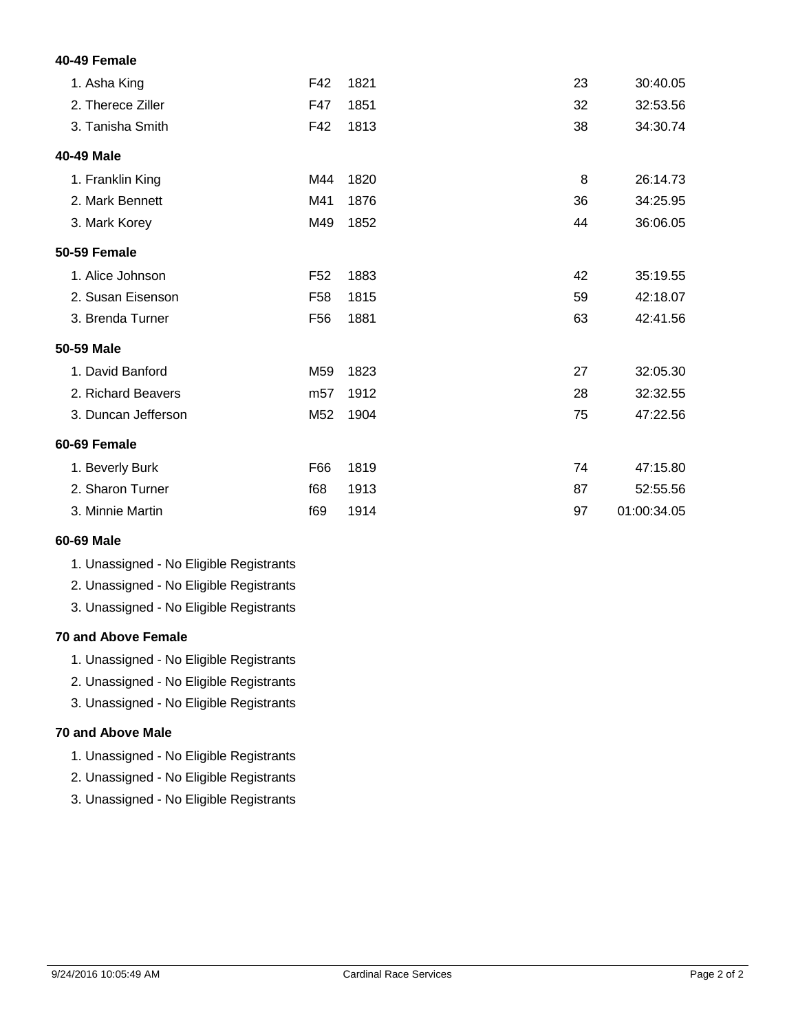**40-49 Female**

| | | | | |
|---|---|---|---|---|
| 1. Asha King | F42 | 1821 | 23 | 30:40.05 |
| 2. Therece Ziller | F47 | 1851 | 32 | 32:53.56 |
| 3. Tanisha Smith | F42 | 1813 | 38 | 34:30.74 |

**40-49 Male**

| | | | | |
|---|---|---|---|---|
| 1. Franklin King | M44 | 1820 | 8 | 26:14.73 |
| 2. Mark Bennett | M41 | 1876 | 36 | 34:25.95 |
| 3. Mark Korey | M49 | 1852 | 44 | 36:06.05 |

**50-59 Female**

| | | | | |
|---|---|---|---|---|
| 1. Alice Johnson | F52 | 1883 | 42 | 35:19.55 |
| 2. Susan Eisenson | F58 | 1815 | 59 | 42:18.07 |
| 3. Brenda Turner | F56 | 1881 | 63 | 42:41.56 |

**50-59 Male**

| | | | | |
|---|---|---|---|---|
| 1. David Banford | M59 | 1823 | 27 | 32:05.30 |
| 2. Richard Beavers | m57 | 1912 | 28 | 32:32.55 |
| 3. Duncan Jefferson | M52 | 1904 | 75 | 47:22.56 |

**60-69 Female**

| | | | | |
|---|---|---|---|---|
| 1. Beverly Burk | F66 | 1819 | 74 | 47:15.80 |
| 2. Sharon Turner | f68 | 1913 | 87 | 52:55.56 |
| 3. Minnie Martin | f69 | 1914 | 97 | 01:00:34.05 |

**60-69 Male**

1. Unassigned - No Eligible Registrants
2. Unassigned - No Eligible Registrants
3. Unassigned - No Eligible Registrants

**70 and Above Female**

1. Unassigned - No Eligible Registrants
2. Unassigned - No Eligible Registrants
3. Unassigned - No Eligible Registrants

**70 and Above Male**

1. Unassigned - No Eligible Registrants
2. Unassigned - No Eligible Registrants
3. Unassigned - No Eligible Registrants